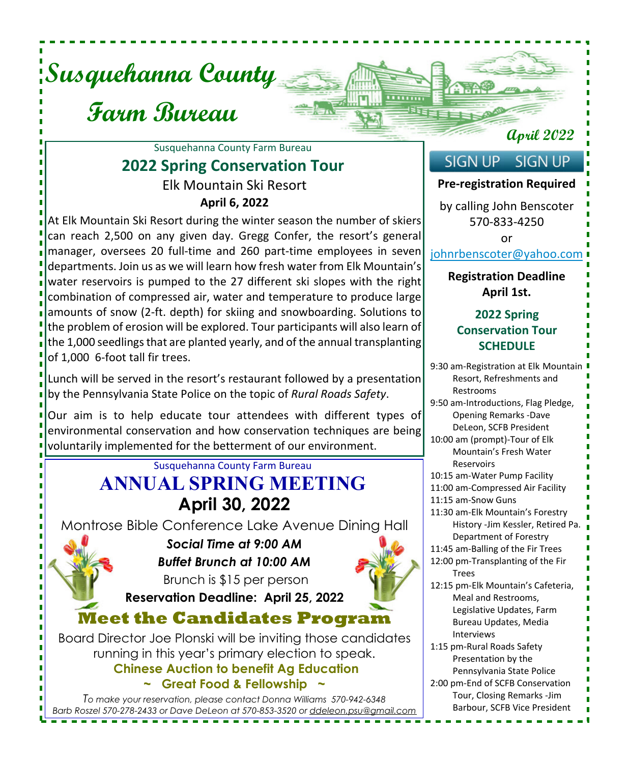# Susquehanna County Farm Bureau

April 2022

Susquehanna County Farm Bureau

## 2022 Spring Conservation Tour

Elk Mountain Ski Resort

**April 6, 2022**

At Elk Mountain Ski Resort during the winter season the number of skiers can reach 2,500 on any given day. Gregg Confer, the resort's general manager, oversees 20 full-time and 260 part-time employees in seven departments. Join us as we will learn how fresh water from Elk Mountain's water reservoirs is pumped to the 27 different ski slopes with the right combination of compressed air, water and temperature to produce large amounts of snow (2-ft. depth) for skiing and snowboarding. Solutions to the problem of erosion will be explored. Tour participants will also learn of the 1,000 seedlings that are planted yearly, and of the annual transplanting of 1,000 6-foot tall fir trees.

Lunch will be served in the resort's restaurant followed by a presentation by the Pennsylvania State Police on the topic of *Rural Roads Safety*.

Our aim is to help educate tour attendees with different types of environmental conservation and how conservation techniques are being voluntarily implemented for the betterment of our environment.

Susquehanna County Farm Bureau

## ANNUAL SPRING MEETING

**April 30, 2022**

Montrose Bible Conference Lake Avenue Dining Hall

***Social Time at 9:00 AM***

***Buffet Brunch at 10:00 AM***

Brunch is $15 per person

**Reservation Deadline: April 25, 2022**

### Meet the Candidates Program

Board Director Joe Plonski will be inviting those candidates running in this year's primary election to speak.

**Chinese Auction to benefit Ag Education**

**~ Great Food & Fellowship ~**

*To make your reservation, please contact Donna Williams 570-942-6348 Barb Roszel 570-278-2433 or Dave DeLeon at 570-853-3520 or ddeleon.psu@gmail.com*

---

SIGN UP SIGN UP

**Pre-registration Required**

by calling John Benscoter 570-833-4250

or

johnrbenscoter@yahoo.com

**Registration Deadline April 1st.**

### 2022 Spring Conservation Tour SCHEDULE

- 9:30 am-Registration at Elk Mountain Resort, Refreshments and Restrooms
- 9:50 am-Introductions, Flag Pledge, Opening Remarks -Dave DeLeon, SCFB President
- 10:00 am (prompt)-Tour of Elk Mountain's Fresh Water Reservoirs
- 10:15 am-Water Pump Facility
- 11:00 am-Compressed Air Facility
- 11:15 am-Snow Guns
- 11:30 am-Elk Mountain's Forestry History -Jim Kessler, Retired Pa. Department of Forestry
- 11:45 am-Balling of the Fir Trees
- 12:00 pm-Transplanting of the Fir Trees
- 12:15 pm-Elk Mountain's Cafeteria, Meal and Restrooms, Legislative Updates, Farm Bureau Updates, Media Interviews
- 1:15 pm-Rural Roads Safety Presentation by the Pennsylvania State Police
- 2:00 pm-End of SCFB Conservation Tour, Closing Remarks -Jim Barbour, SCFB Vice President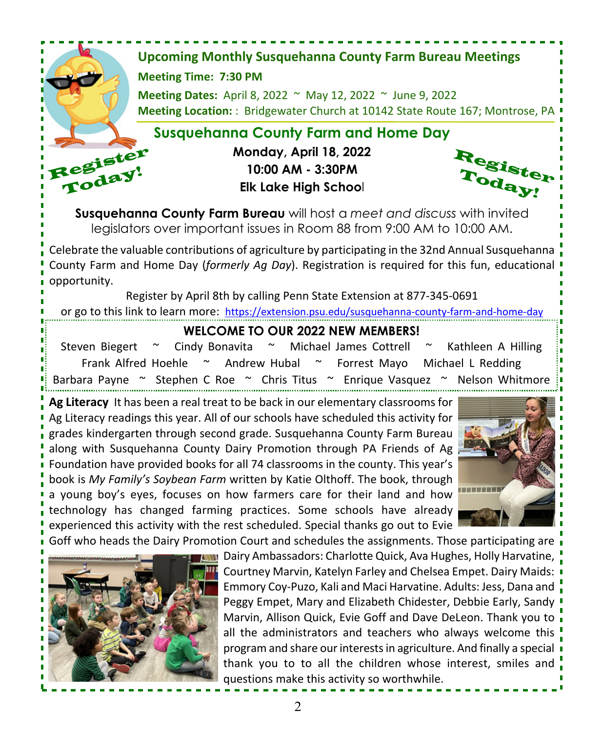## Upcoming Monthly Susquehanna County Farm Bureau Meetings

**Meeting Time: 7:30 PM**

**Meeting Dates:** April 8, 2022 ~ May 12, 2022 ~ June 9, 2022

**Meeting Location:** : Bridgewater Church at 10142 State Route 167; Montrose, PA

## Susquehanna County Farm and Home Day

Register Today!

**Monday, April 18, 2022**
**10:00 AM - 3:30PM**
**Elk Lake High School**

Register Today!

**Susquehanna County Farm Bureau** will host a *meet and discuss* with invited legislators over important issues in Room 88 from 9:00 AM to 10:00 AM.

Celebrate the valuable contributions of agriculture by participating in the 32nd Annual Susquehanna County Farm and Home Day (*formerly Ag Day*). Registration is required for this fun, educational opportunity.

Register by April 8th by calling Penn State Extension at 877-345-0691
or go to this link to learn more: https://extension.psu.edu/susquehanna-county-farm-and-home-day

### WELCOME TO OUR 2022 NEW MEMBERS!

Steven Biegert ~ Cindy Bonavita ~ Michael James Cottrell ~ Kathleen A Hilling
Frank Alfred Hoehle ~ Andrew Hubal ~ Forrest Mayo Michael L Redding
Barbara Payne ~ Stephen C Roe ~ Chris Titus ~ Enrique Vasquez ~ Nelson Whitmore

**Ag Literacy** It has been a real treat to be back in our elementary classrooms for Ag Literacy readings this year. All of our schools have scheduled this activity for grades kindergarten through second grade. Susquehanna County Farm Bureau along with Susquehanna County Dairy Promotion through PA Friends of Ag Foundation have provided books for all 74 classrooms in the county. This year's book is *My Family's Soybean Farm* written by Katie Olthoff. The book, through a young boy's eyes, focuses on how farmers care for their land and how technology has changed farming practices. Some schools have already experienced this activity with the rest scheduled. Special thanks go out to Evie Goff who heads the Dairy Promotion Court and schedules the assignments. Those participating are Dairy Ambassadors: Charlotte Quick, Ava Hughes, Holly Harvatine, Courtney Marvin, Katelyn Farley and Chelsea Empet. Dairy Maids: Emmory Coy-Puzo, Kali and Maci Harvatine. Adults: Jess, Dana and Peggy Empet, Mary and Elizabeth Chidester, Debbie Early, Sandy Marvin, Allison Quick, Evie Goff and Dave DeLeon. Thank you to all the administrators and teachers who always welcome this program and share our interests in agriculture. And finally a special thank you to to all the children whose interest, smiles and questions make this activity so worthwhile.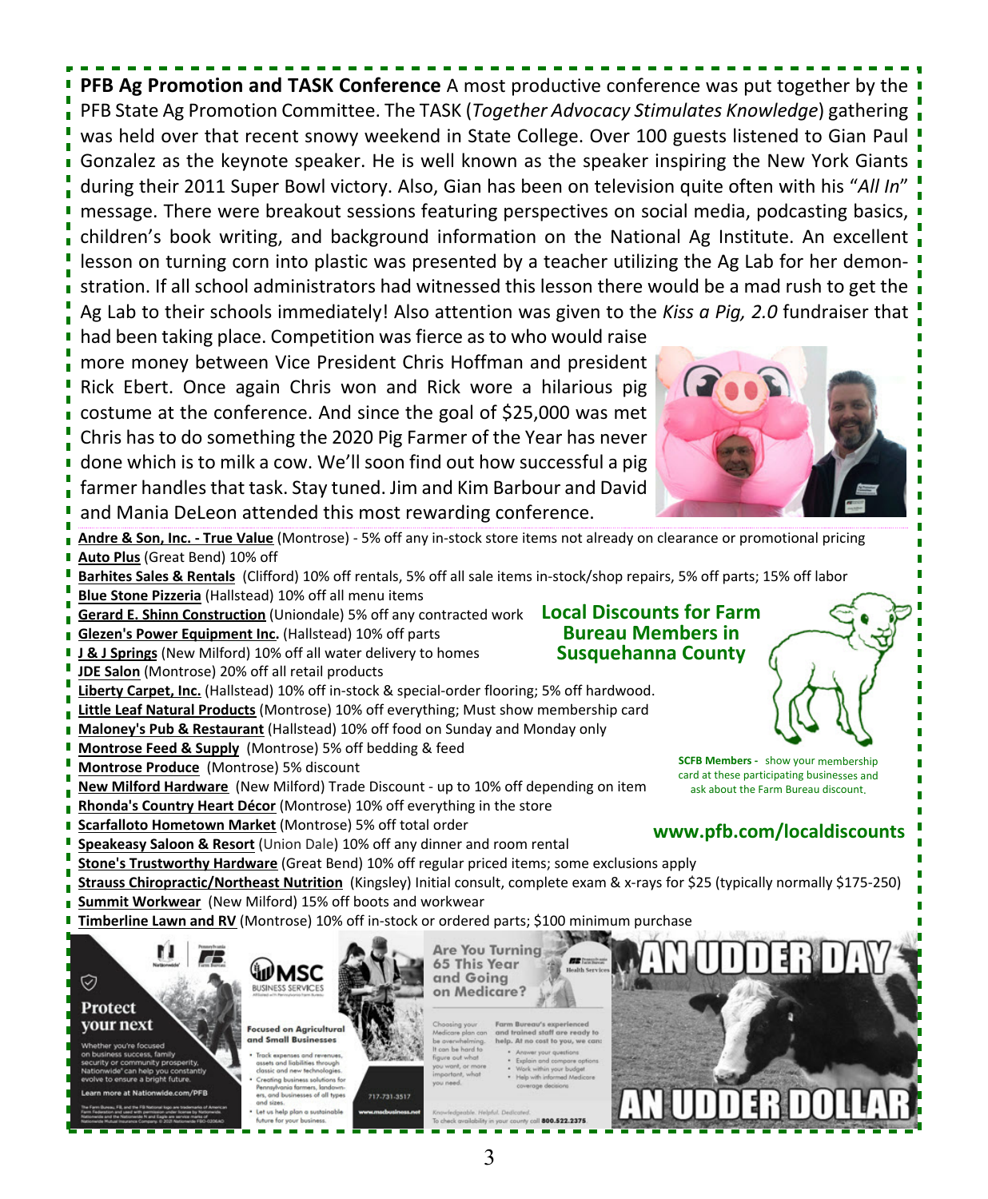**PFB Ag Promotion and TASK Conference** A most productive conference was put together by the PFB State Ag Promotion Committee. The TASK (*Together Advocacy Stimulates Knowledge*) gathering was held over that recent snowy weekend in State College. Over 100 guests listened to Gian Paul Gonzalez as the keynote speaker. He is well known as the speaker inspiring the New York Giants during their 2011 Super Bowl victory. Also, Gian has been on television quite often with his "*All In*" message. There were breakout sessions featuring perspectives on social media, podcasting basics, children's book writing, and background information on the National Ag Institute. An excellent lesson on turning corn into plastic was presented by a teacher utilizing the Ag Lab for her demonstration. If all school administrators had witnessed this lesson there would be a mad rush to get the Ag Lab to their schools immediately! Also attention was given to the *Kiss a Pig, 2.0* fundraiser that had been taking place. Competition was fierce as to who would raise more money between Vice President Chris Hoffman and president Rick Ebert. Once again Chris won and Rick wore a hilarious pig costume at the conference. And since the goal of $25,000 was met Chris has to do something the 2020 Pig Farmer of the Year has never done which is to milk a cow. We'll soon find out how successful a pig farmer handles that task. Stay tuned. Jim and Kim Barbour and David and Mania DeLeon attended this most rewarding conference.

## Local Discounts for Farm Bureau Members in Susquehanna County

- **Andre & Son, Inc. - True Value** (Montrose) - 5% off any in-stock store items not already on clearance or promotional pricing
- **Auto Plus** (Great Bend) 10% off
- **Barhites Sales & Rentals** (Clifford) 10% off rentals, 5% off all sale items in-stock/shop repairs, 5% off parts; 15% off labor
- **Blue Stone Pizzeria** (Hallstead) 10% off all menu items
- **Gerard E. Shinn Construction** (Uniondale) 5% off any contracted work
- **Glezen's Power Equipment Inc.** (Hallstead) 10% off parts
- **J & J Springs** (New Milford) 10% off all water delivery to homes
- **JDE Salon** (Montrose) 20% off all retail products
- **Liberty Carpet, Inc.** (Hallstead) 10% off in-stock & special-order flooring; 5% off hardwood.
- **Little Leaf Natural Products** (Montrose) 10% off everything; Must show membership card
- **Maloney's Pub & Restaurant** (Hallstead) 10% off food on Sunday and Monday only
- **Montrose Feed & Supply** (Montrose) 5% off bedding & feed
- **Montrose Produce** (Montrose) 5% discount
- **New Milford Hardware** (New Milford) Trade Discount - up to 10% off depending on item
- **Rhonda's Country Heart Décor** (Montrose) 10% off everything in the store
- **Scarfalloto Hometown Market** (Montrose) 5% off total order
- **Speakeasy Saloon & Resort** (Union Dale) 10% off any dinner and room rental
- **Stone's Trustworthy Hardware** (Great Bend) 10% off regular priced items; some exclusions apply
- **Strauss Chiropractic/Northeast Nutrition** (Kingsley) Initial consult, complete exam & x-rays for $25 (typically normally $175-250)
- **Summit Workwear** (New Milford) 15% off boots and workwear
- **Timberline Lawn and RV** (Montrose) 10% off in-stock or ordered parts; $100 minimum purchase

**SCFB Members -** show your membership card at these participating businesses and ask about the Farm Bureau discount.

**www.pfb.com/localdiscounts**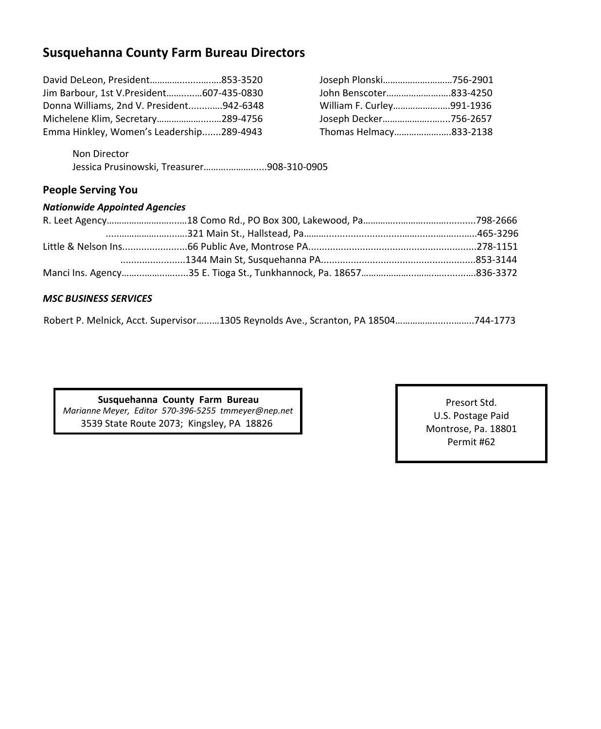## Susquehanna County Farm Bureau Directors

David DeLeon, President……………..……….853-3520
Jim Barbour, 1st V.President….….......607-435-0830
Donna Williams, 2nd V. President............942-6348
Michelene Klim, Secretary………………..…..289-4756
Emma Hinkley, Women's Leadership.......289-4943

Joseph Plonski………………………756-2901
John Benscoter……………………..833-4250
William F. Curley…………………..991-1936
Joseph Decker……………………....756-2657
Thomas Helmacy…………………..833-2138

Non Director
Jessica Prusinowski, Treasurer………………......908-310-0905

## People Serving You

### *Nationwide Appointed Agencies*

R. Leet Agency……………………..…..18 Como Rd., PO Box 300, Lakewood, Pa……………………………..........798-2666
……………………..….321 Main St., Hallstead, Pa………………………………………………………..465-3296
Little & Nelson Ins........................66 Public Ave, Montrose PA..............................................................278-1151
........................1344 Main St, Susquehanna PA.........................................................853-3144
Manci Ins. Agency……..…….…......35 E. Tioga St., Tunkhannock, Pa. 18657……………………………..…….836-3372

### *MSC BUSINESS SERVICES*

Robert P. Melnick, Acct. Supervisor….….1305 Reynolds Ave., Scranton, PA 18504……………..…….…..744-1773

**Susquehanna County Farm Bureau**
*Marianne Meyer, Editor 570-396-5255 tmmeyer@nep.net*
3539 State Route 2073; Kingsley, PA 18826

Presort Std.
U.S. Postage Paid
Montrose, Pa. 18801
Permit #62